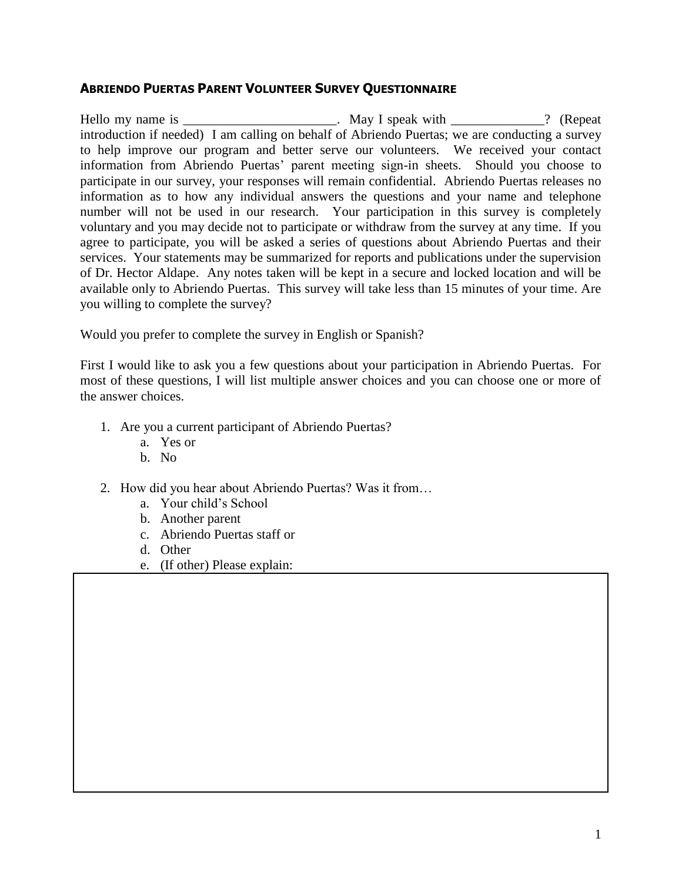# ABRIENDO PUERTAS PARENT VOLUNTEER SURVEY QUESTIONNAIRE

Hello my name is _______________________. May I speak with ______________? (Repeat introduction if needed) I am calling on behalf of Abriendo Puertas; we are conducting a survey to help improve our program and better serve our volunteers. We received your contact information from Abriendo Puertas' parent meeting sign-in sheets. Should you choose to participate in our survey, your responses will remain confidential. Abriendo Puertas releases no information as to how any individual answers the questions and your name and telephone number will not be used in our research. Your participation in this survey is completely voluntary and you may decide not to participate or withdraw from the survey at any time. If you agree to participate, you will be asked a series of questions about Abriendo Puertas and their services. Your statements may be summarized for reports and publications under the supervision of Dr. Hector Aldape. Any notes taken will be kept in a secure and locked location and will be available only to Abriendo Puertas. This survey will take less than 15 minutes of your time. Are you willing to complete the survey?

Would you prefer to complete the survey in English or Spanish?

First I would like to ask you a few questions about your participation in Abriendo Puertas. For most of these questions, I will list multiple answer choices and you can choose one or more of the answer choices.

1. Are you a current participant of Abriendo Puertas?
   a. Yes or
   b. No

2. How did you hear about Abriendo Puertas? Was it from…
   a. Your child's School
   b. Another parent
   c. Abriendo Puertas staff or
   d. Other
   e. (If other) Please explain: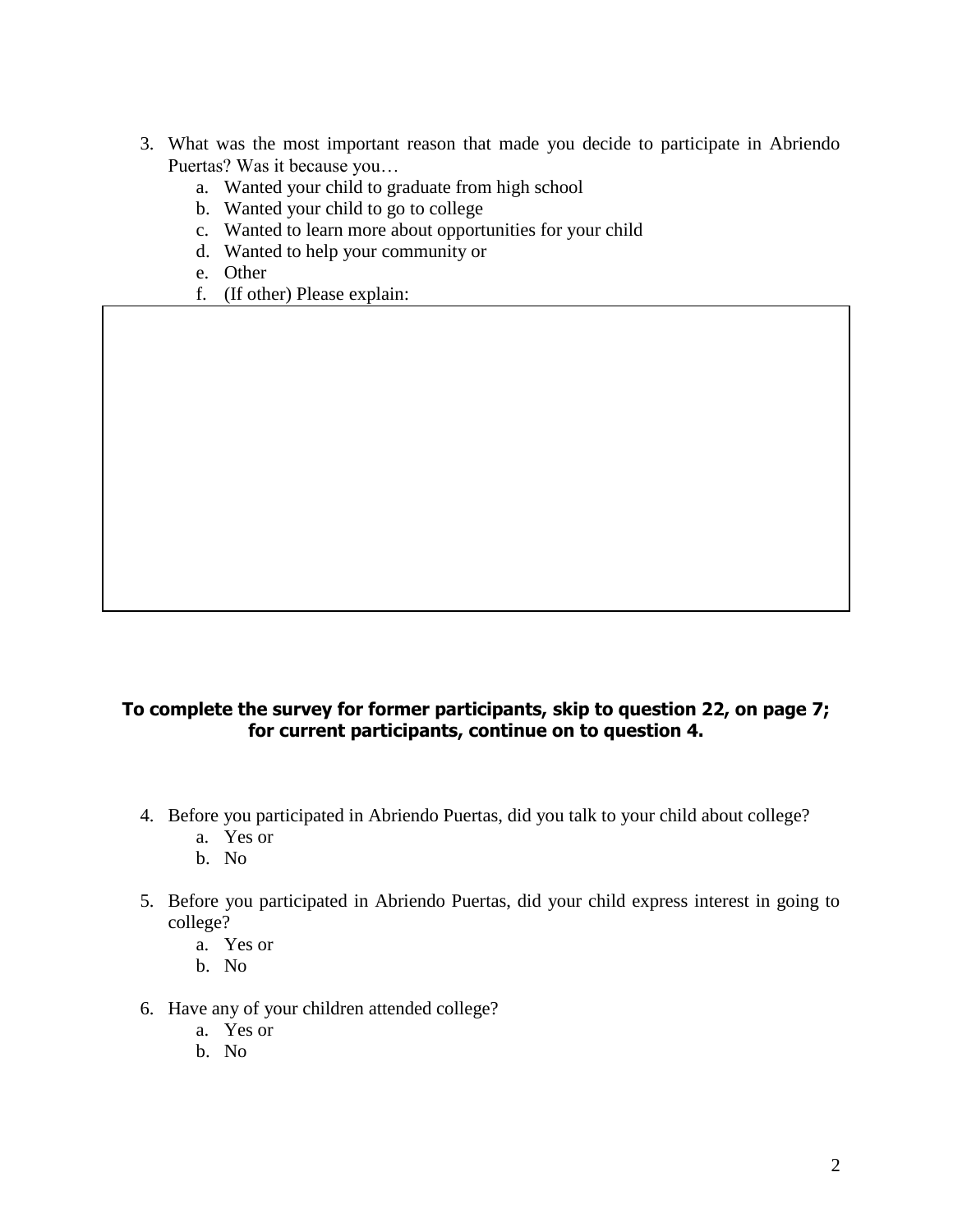3. What was the most important reason that made you decide to participate in Abriendo Puertas? Was it because you…
   a. Wanted your child to graduate from high school
   b. Wanted your child to go to college
   c. Wanted to learn more about opportunities for your child
   d. Wanted to help your community or
   e. Other
   f. (If other) Please explain:

**To complete the survey for former participants, skip to question 22, on page 7; for current participants, continue on to question 4.**

4. Before you participated in Abriendo Puertas, did you talk to your child about college?
   a. Yes or
   b. No

5. Before you participated in Abriendo Puertas, did your child express interest in going to college?
   a. Yes or
   b. No

6. Have any of your children attended college?
   a. Yes or
   b. No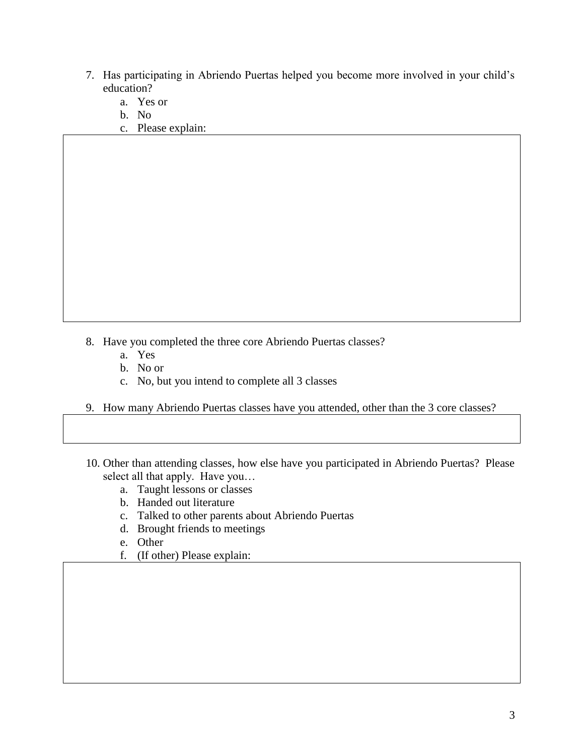7. Has participating in Abriendo Puertas helped you become more involved in your child's education?
    a. Yes or
    b. No
    c. Please explain:

8. Have you completed the three core Abriendo Puertas classes?
    a. Yes
    b. No or
    c. No, but you intend to complete all 3 classes

9. How many Abriendo Puertas classes have you attended, other than the 3 core classes?

10. Other than attending classes, how else have you participated in Abriendo Puertas? Please select all that apply. Have you…
    a. Taught lessons or classes
    b. Handed out literature
    c. Talked to other parents about Abriendo Puertas
    d. Brought friends to meetings
    e. Other
    f. (If other) Please explain: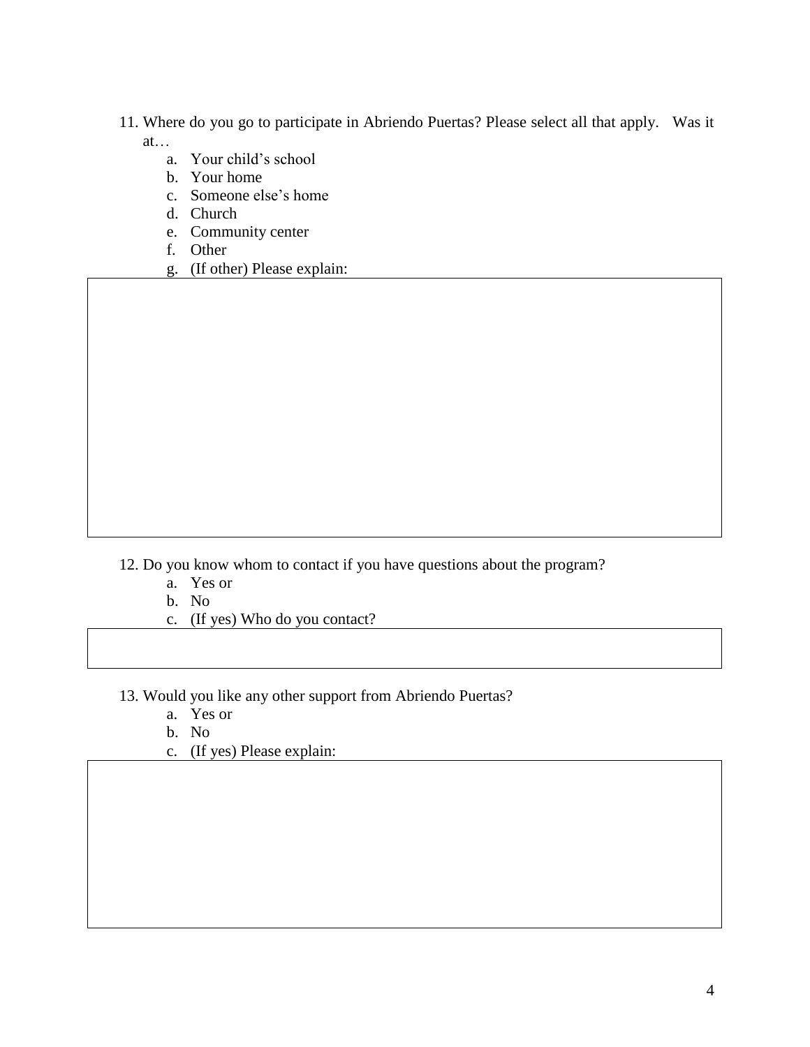11. Where do you go to participate in Abriendo Puertas? Please select all that apply. Was it at…
    a. Your child's school
    b. Your home
    c. Someone else's home
    d. Church
    e. Community center
    f. Other
    g. (If other) Please explain:

12. Do you know whom to contact if you have questions about the program?
    a. Yes or
    b. No
    c. (If yes) Who do you contact?

13. Would you like any other support from Abriendo Puertas?
    a. Yes or
    b. No
    c. (If yes) Please explain: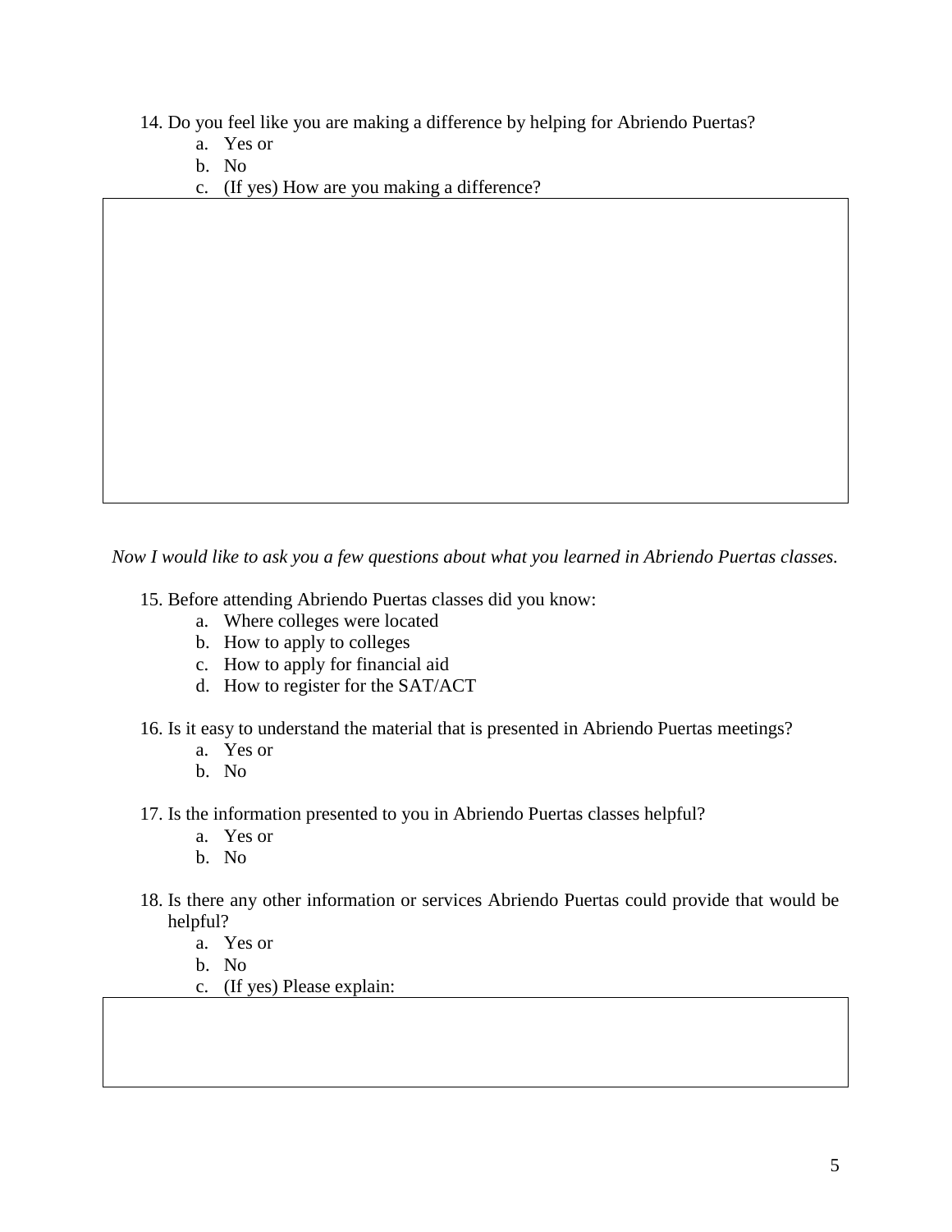14. Do you feel like you are making a difference by helping for Abriendo Puertas?
    a. Yes or
    b. No
    c. (If yes) How are you making a difference?

*Now I would like to ask you a few questions about what you learned in Abriendo Puertas classes.*

15. Before attending Abriendo Puertas classes did you know:
    a. Where colleges were located
    b. How to apply to colleges
    c. How to apply for financial aid
    d. How to register for the SAT/ACT

16. Is it easy to understand the material that is presented in Abriendo Puertas meetings?
    a. Yes or
    b. No

17. Is the information presented to you in Abriendo Puertas classes helpful?
    a. Yes or
    b. No

18. Is there any other information or services Abriendo Puertas could provide that would be helpful?
    a. Yes or
    b. No
    c. (If yes) Please explain: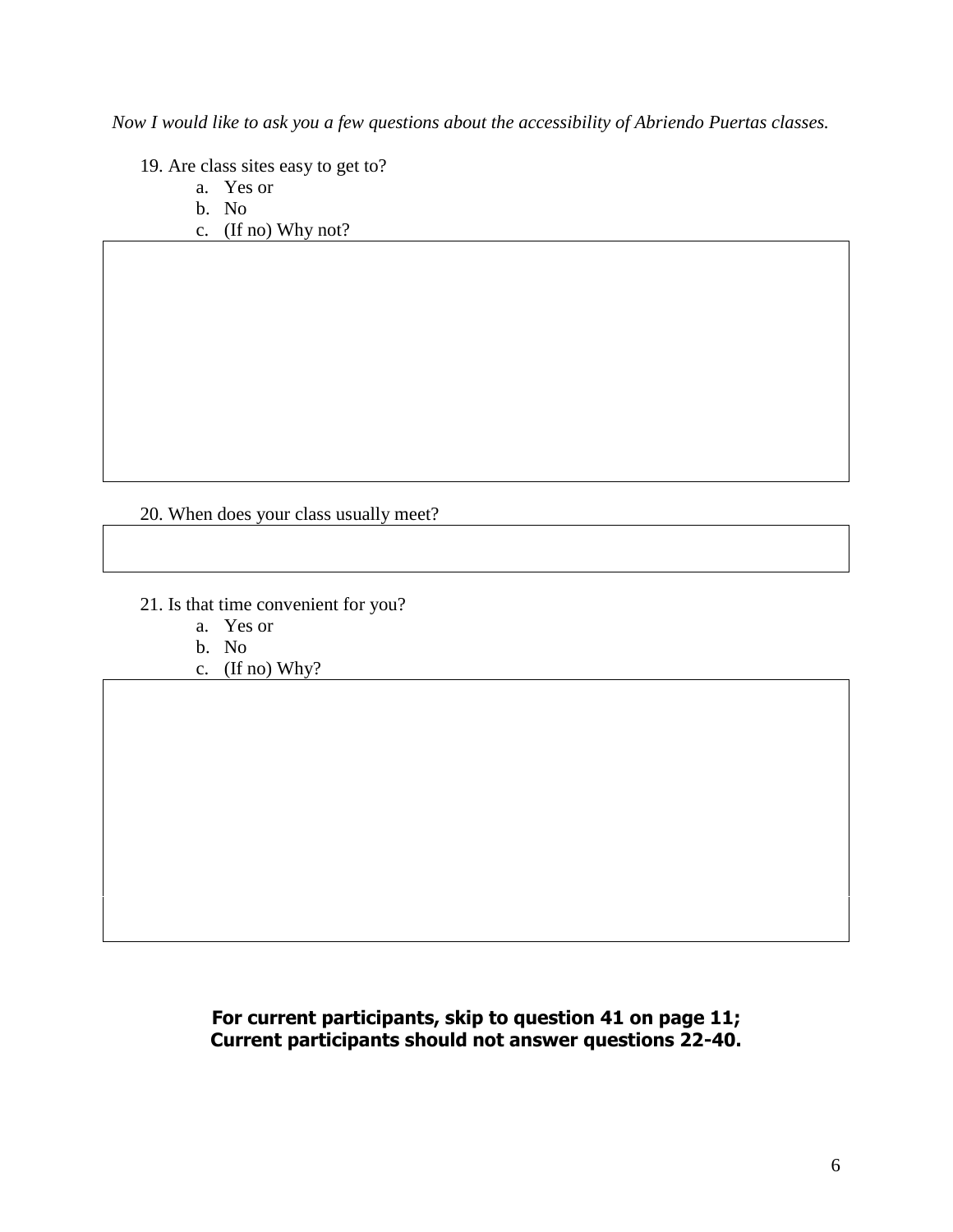*Now I would like to ask you a few questions about the accessibility of Abriendo Puertas classes.*

19. Are class sites easy to get to?
    a. Yes or
    b. No
    c. (If no) Why not?

20. When does your class usually meet?

21. Is that time convenient for you?
    a. Yes or
    b. No
    c. (If no) Why?

**For current participants, skip to question 41 on page 11;**
**Current participants should not answer questions 22-40.**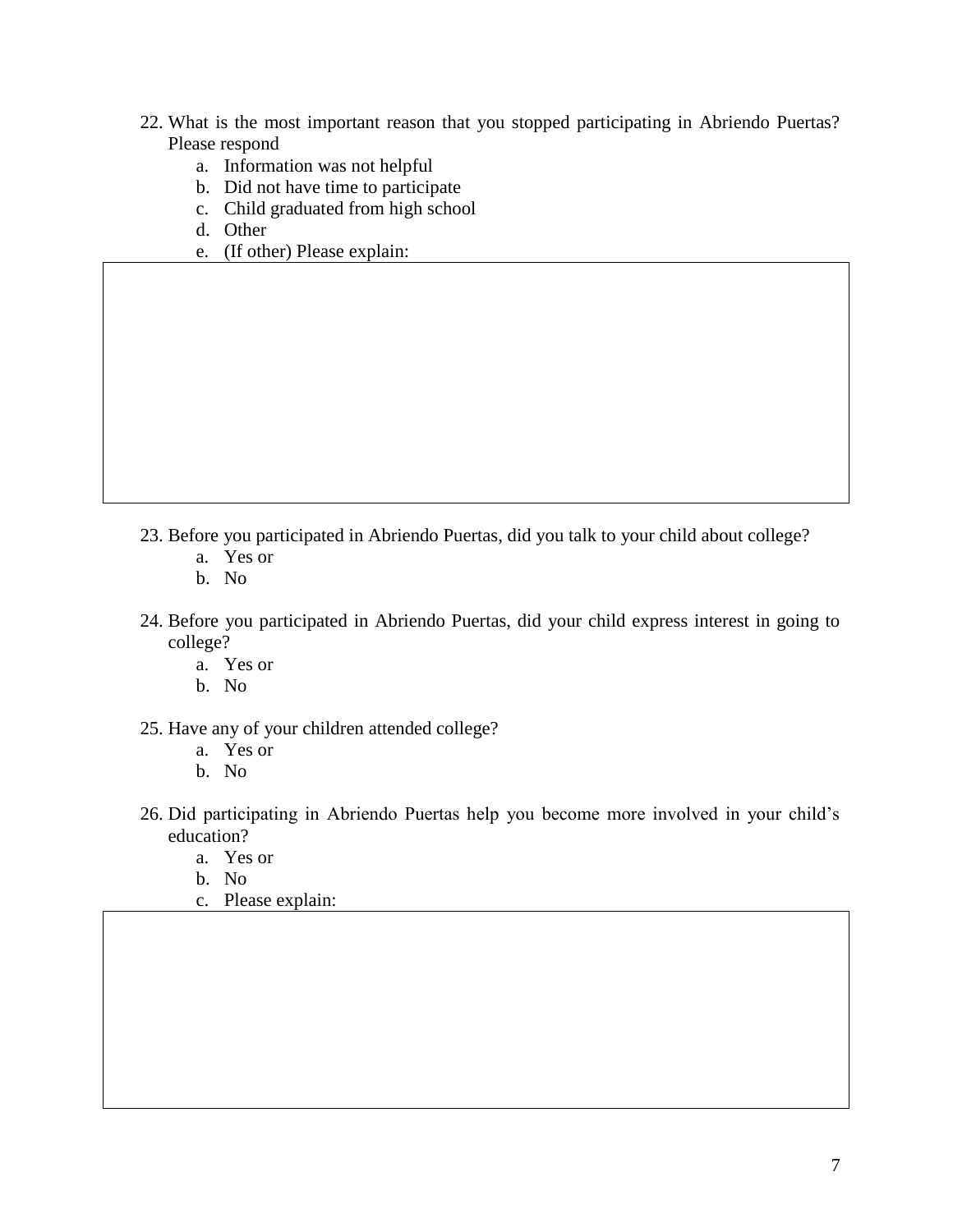22. What is the most important reason that you stopped participating in Abriendo Puertas? Please respond
    a. Information was not helpful
    b. Did not have time to participate
    c. Child graduated from high school
    d. Other
    e. (If other) Please explain:

23. Before you participated in Abriendo Puertas, did you talk to your child about college?
    a. Yes or
    b. No

24. Before you participated in Abriendo Puertas, did your child express interest in going to college?
    a. Yes or
    b. No

25. Have any of your children attended college?
    a. Yes or
    b. No

26. Did participating in Abriendo Puertas help you become more involved in your child's education?
    a. Yes or
    b. No
    c. Please explain: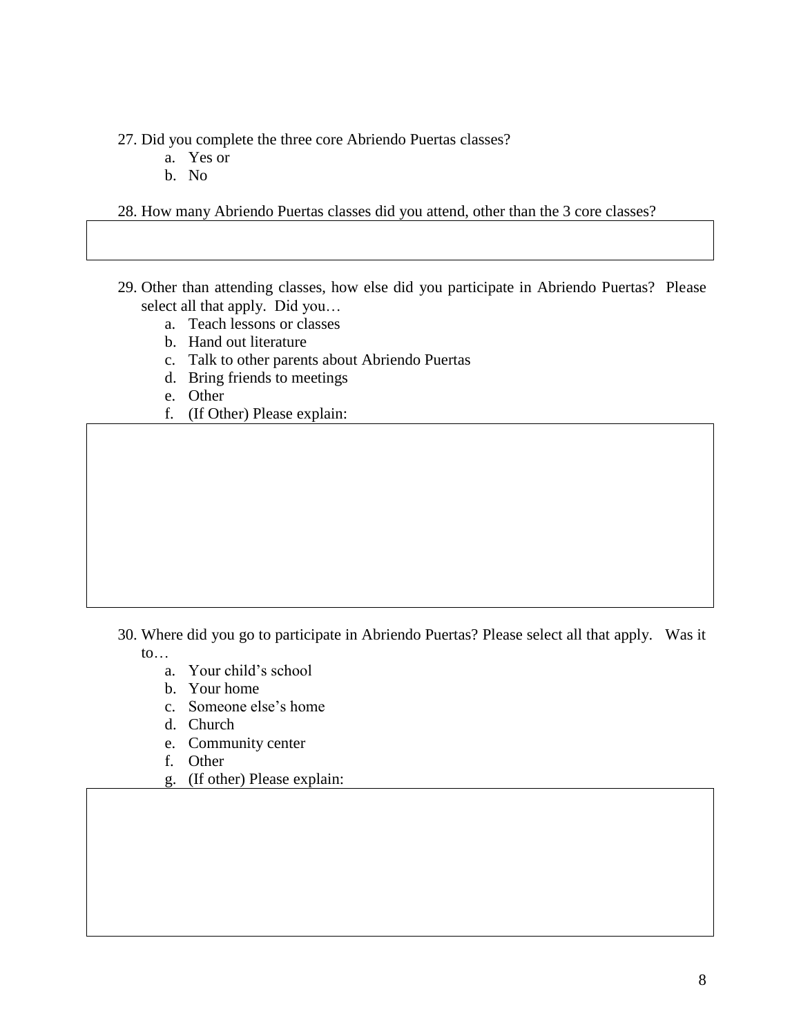27. Did you complete the three core Abriendo Puertas classes?
    a. Yes or
    b. No

28. How many Abriendo Puertas classes did you attend, other than the 3 core classes?

29. Other than attending classes, how else did you participate in Abriendo Puertas? Please select all that apply. Did you…
    a. Teach lessons or classes
    b. Hand out literature
    c. Talk to other parents about Abriendo Puertas
    d. Bring friends to meetings
    e. Other
    f. (If Other) Please explain:

30. Where did you go to participate in Abriendo Puertas? Please select all that apply. Was it to…
    a. Your child's school
    b. Your home
    c. Someone else's home
    d. Church
    e. Community center
    f. Other
    g. (If other) Please explain: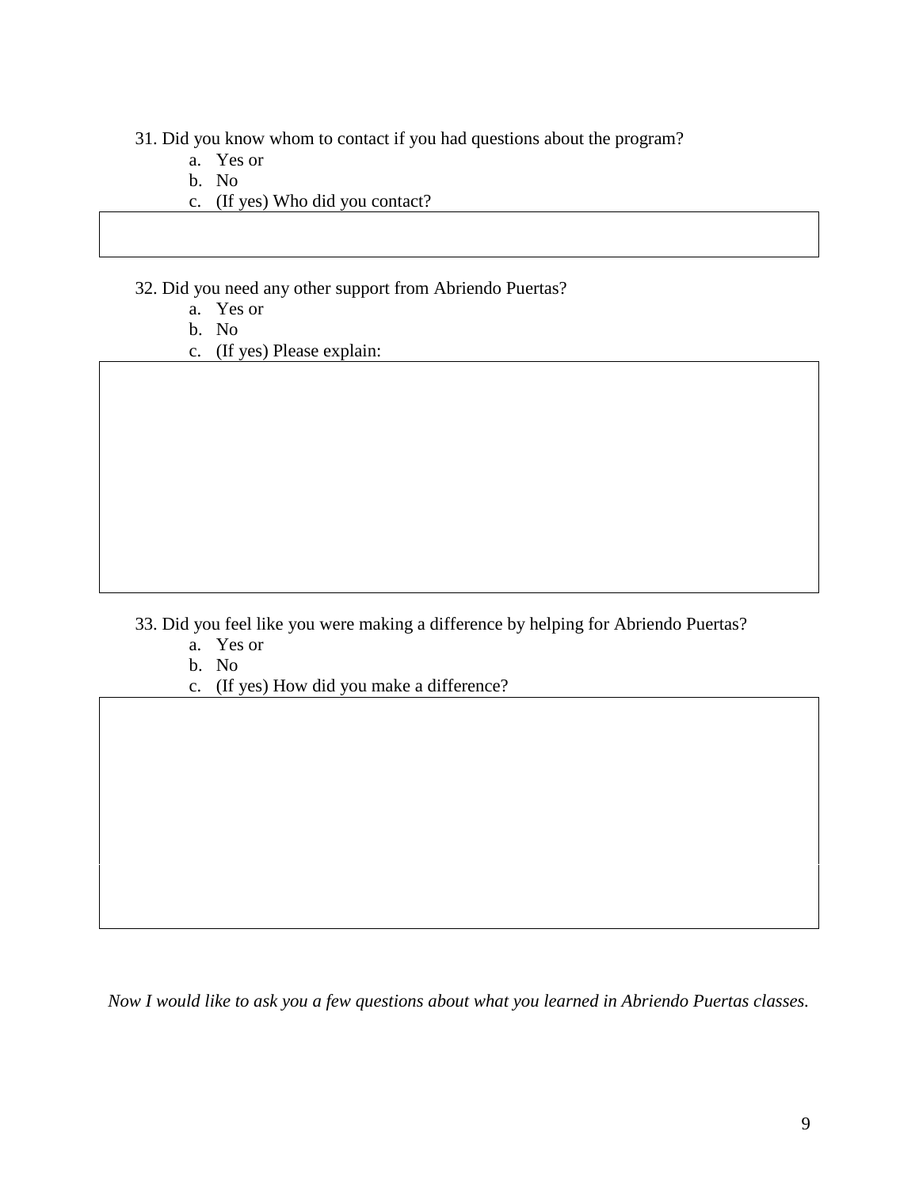31. Did you know whom to contact if you had questions about the program?
    a. Yes or
    b. No
    c. (If yes) Who did you contact?

32. Did you need any other support from Abriendo Puertas?
    a. Yes or
    b. No
    c. (If yes) Please explain:

33. Did you feel like you were making a difference by helping for Abriendo Puertas?
    a. Yes or
    b. No
    c. (If yes) How did you make a difference?

*Now I would like to ask you a few questions about what you learned in Abriendo Puertas classes.*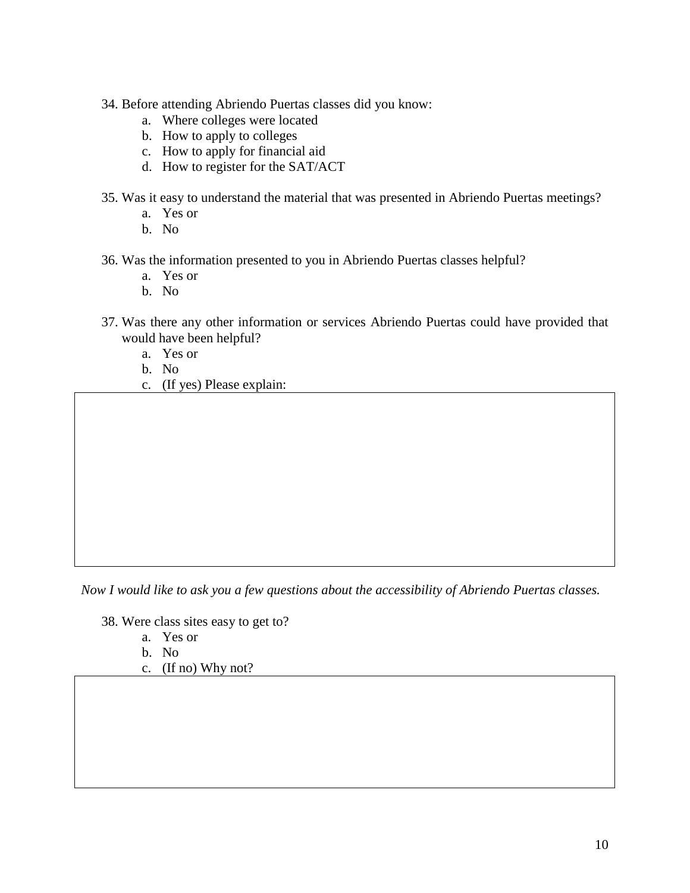34. Before attending Abriendo Puertas classes did you know:
    a. Where colleges were located
    b. How to apply to colleges
    c. How to apply for financial aid
    d. How to register for the SAT/ACT

35. Was it easy to understand the material that was presented in Abriendo Puertas meetings?
    a. Yes or
    b. No

36. Was the information presented to you in Abriendo Puertas classes helpful?
    a. Yes or
    b. No

37. Was there any other information or services Abriendo Puertas could have provided that would have been helpful?
    a. Yes or
    b. No
    c. (If yes) Please explain:

*Now I would like to ask you a few questions about the accessibility of Abriendo Puertas classes.*

38. Were class sites easy to get to?
    a. Yes or
    b. No
    c. (If no) Why not?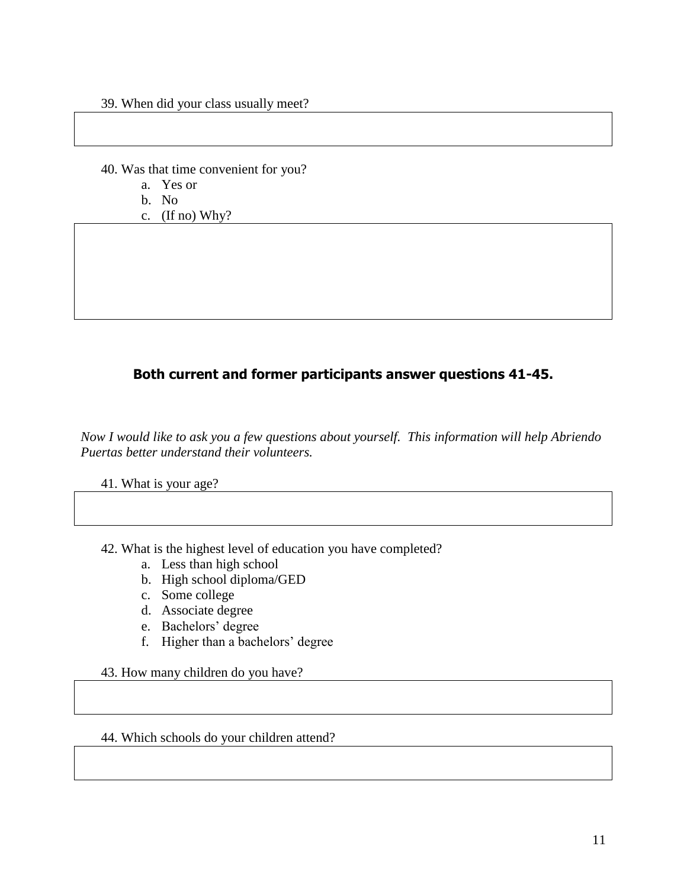39. When did your class usually meet?

40. Was that time convenient for you?
   a. Yes or
   b. No
   c. (If no) Why?

**Both current and former participants answer questions 41-45.**

*Now I would like to ask you a few questions about yourself. This information will help Abriendo Puertas better understand their volunteers.*

41. What is your age?

42. What is the highest level of education you have completed?
   a. Less than high school
   b. High school diploma/GED
   c. Some college
   d. Associate degree
   e. Bachelors' degree
   f. Higher than a bachelors' degree

43. How many children do you have?

44. Which schools do your children attend?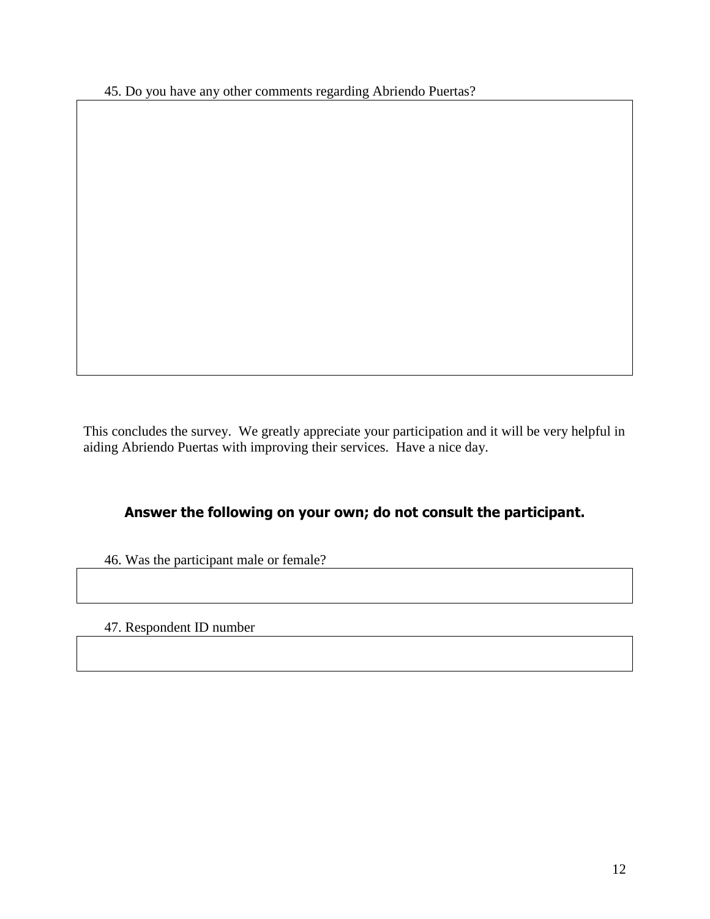45. Do you have any other comments regarding Abriendo Puertas?

This concludes the survey. We greatly appreciate your participation and it will be very helpful in aiding Abriendo Puertas with improving their services. Have a nice day.

**Answer the following on your own; do not consult the participant.**

46. Was the participant male or female?

47. Respondent ID number